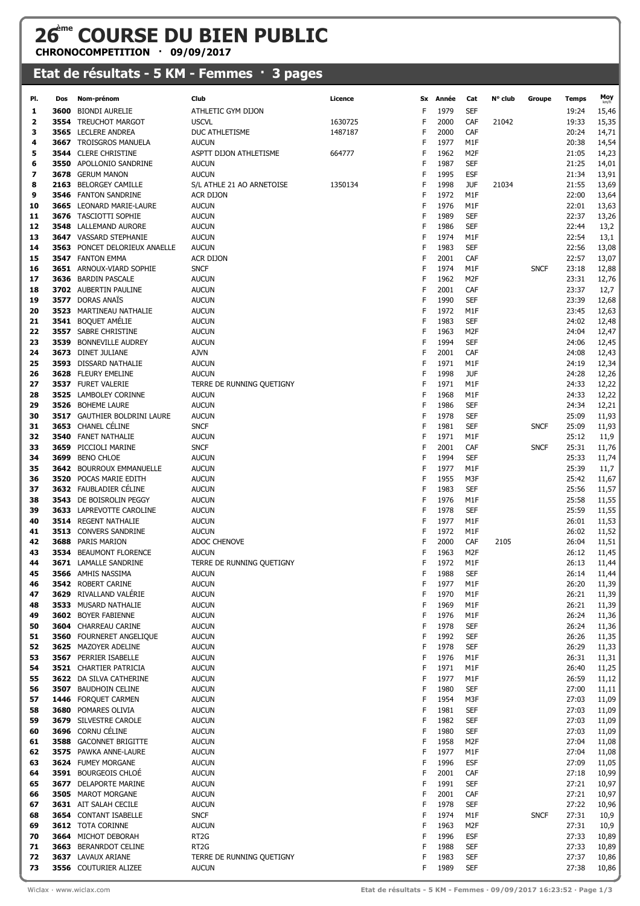# 26ème COURSE DU BIEN PUBLIC

**CHRONOCOMPETITION · 09/09/2017**

## Etat de résultats - 5 KM - Femmes · 3 pages

| Pl. | Dos | Nom-prénom | Club | Licence | Sx | Année | Cat | N° club | Groupe | Temps | Moy km/h |
|---|---|---|---|---|---|---|---|---|---|---|---|
| 1 | 3600 | BIONDI AURELIE | ATHLETIC GYM DIJON | | F | 1979 | SEF | | | 19:24 | 15,46 |
| 2 | 3554 | TREUCHOT MARGOT | USCVL | 1630725 | F | 2000 | CAF | 21042 | | 19:33 | 15,35 |
| 3 | 3565 | LECLERE ANDREA | DUC ATHLETISME | 1487187 | F | 2000 | CAF | | | 20:24 | 14,71 |
| 4 | 3667 | TROISGROS MANUELA | AUCUN | | F | 1977 | M1F | | | 20:38 | 14,54 |
| 5 | 3544 | CLERE CHRISTINE | ASPTT DIJON ATHLETISME | 664777 | F | 1962 | M2F | | | 21:05 | 14,23 |
| 6 | 3550 | APOLLONIO SANDRINE | AUCUN | | F | 1987 | SEF | | | 21:25 | 14,01 |
| 7 | 3678 | GERUM MANON | AUCUN | | F | 1995 | ESF | | | 21:34 | 13,91 |
| 8 | 2163 | BELORGEY CAMILLE | S/L ATHLE 21 AO ARNETOISE | 1350134 | F | 1998 | JUF | 21034 | | 21:55 | 13,69 |
| 9 | 3546 | FANTON SANDRINE | ACR DIJON | | F | 1972 | M1F | | | 22:00 | 13,64 |
| 10 | 3665 | LEONARD MARIE-LAURE | AUCUN | | F | 1976 | M1F | | | 22:01 | 13,63 |
| 11 | 3676 | TASCIOTTI SOPHIE | AUCUN | | F | 1989 | SEF | | | 22:37 | 13,26 |
| 12 | 3548 | LALLEMAND AURORE | AUCUN | | F | 1986 | SEF | | | 22:44 | 13,2 |
| 13 | 3647 | VASSARD STEPHANIE | AUCUN | | F | 1974 | M1F | | | 22:54 | 13,1 |
| 14 | 3563 | PONCET DELORIEUX ANAELLE | AUCUN | | F | 1983 | SEF | | | 22:56 | 13,08 |
| 15 | 3547 | FANTON EMMA | ACR DIJON | | F | 2001 | CAF | | | 22:57 | 13,07 |
| 16 | 3651 | ARNOUX-VIARD SOPHIE | SNCF | | F | 1974 | M1F | | SNCF | 23:18 | 12,88 |
| 17 | 3636 | BARDIN PASCALE | AUCUN | | F | 1962 | M2F | | | 23:31 | 12,76 |
| 18 | 3702 | AUBERTIN PAULINE | AUCUN | | F | 2001 | CAF | | | 23:37 | 12,7 |
| 19 | 3577 | DORAS ANAÏS | AUCUN | | F | 1990 | SEF | | | 23:39 | 12,68 |
| 20 | 3523 | MARTINEAU NATHALIE | AUCUN | | F | 1972 | M1F | | | 23:45 | 12,63 |
| 21 | 3541 | BOQUET AMÉLIE | AUCUN | | F | 1983 | SEF | | | 24:02 | 12,48 |
| 22 | 3557 | SABRE CHRISTINE | AUCUN | | F | 1963 | M2F | | | 24:04 | 12,47 |
| 23 | 3539 | BONNEVILLE AUDREY | AUCUN | | F | 1994 | SEF | | | 24:06 | 12,45 |
| 24 | 3673 | DINET JULIANE | AJVN | | F | 2001 | CAF | | | 24:08 | 12,43 |
| 25 | 3593 | DISSARD NATHALIE | AUCUN | | F | 1971 | M1F | | | 24:19 | 12,34 |
| 26 | 3628 | FLEURY EMELINE | AUCUN | | F | 1998 | JUF | | | 24:28 | 12,26 |
| 27 | 3537 | FURET VALERIE | TERRE DE RUNNING QUETIGNY | | F | 1971 | M1F | | | 24:33 | 12,22 |
| 28 | 3525 | LAMBOLEY CORINNE | AUCUN | | F | 1968 | M1F | | | 24:33 | 12,22 |
| 29 | 3526 | BOHEME LAURE | AUCUN | | F | 1986 | SEF | | | 24:34 | 12,21 |
| 30 | 3517 | GAUTHIER BOLDRINI LAURE | AUCUN | | F | 1978 | SEF | | | 25:09 | 11,93 |
| 31 | 3653 | CHANEL CÉLINE | SNCF | | F | 1981 | SEF | | SNCF | 25:09 | 11,93 |
| 32 | 3540 | FANET NATHALIE | AUCUN | | F | 1971 | M1F | | | 25:12 | 11,9 |
| 33 | 3659 | PICCIOLI MARINE | SNCF | | F | 2001 | CAF | | SNCF | 25:31 | 11,76 |
| 34 | 3699 | BENO CHLOE | AUCUN | | F | 1994 | SEF | | | 25:33 | 11,74 |
| 35 | 3642 | BOURROUX EMMANUELLE | AUCUN | | F | 1977 | M1F | | | 25:39 | 11,7 |
| 36 | 3520 | POCAS MARIE EDITH | AUCUN | | F | 1955 | M3F | | | 25:42 | 11,67 |
| 37 | 3632 | FAUBLADIER CÉLINE | AUCUN | | F | 1983 | SEF | | | 25:56 | 11,57 |
| 38 | 3543 | DE BOISROLIN PEGGY | AUCUN | | F | 1976 | M1F | | | 25:58 | 11,55 |
| 39 | 3633 | LAPREVOTTE CAROLINE | AUCUN | | F | 1978 | SEF | | | 25:59 | 11,55 |
| 40 | 3514 | REGENT NATHALIE | AUCUN | | F | 1977 | M1F | | | 26:01 | 11,53 |
| 41 | 3513 | CONVERS SANDRINE | AUCUN | | F | 1972 | M1F | | | 26:02 | 11,52 |
| 42 | 3688 | PARIS MARION | ADOC CHENOVE | | F | 2000 | CAF | 2105 | | 26:04 | 11,51 |
| 43 | 3534 | BEAUMONT FLORENCE | AUCUN | | F | 1963 | M2F | | | 26:12 | 11,45 |
| 44 | 3671 | LAMALLE SANDRINE | TERRE DE RUNNING QUETIGNY | | F | 1972 | M1F | | | 26:13 | 11,44 |
| 45 | 3566 | AMHIS NASSIMA | AUCUN | | F | 1988 | SEF | | | 26:14 | 11,44 |
| 46 | 3542 | ROBERT CARINE | AUCUN | | F | 1977 | M1F | | | 26:20 | 11,39 |
| 47 | 3629 | RIVALLAND VALÉRIE | AUCUN | | F | 1970 | M1F | | | 26:21 | 11,39 |
| 48 | 3533 | MUSARD NATHALIE | AUCUN | | F | 1969 | M1F | | | 26:21 | 11,39 |
| 49 | 3602 | BOYER FABIENNE | AUCUN | | F | 1976 | M1F | | | 26:24 | 11,36 |
| 50 | 3604 | CHARREAU CARINE | AUCUN | | F | 1978 | SEF | | | 26:24 | 11,36 |
| 51 | 3560 | FOURNERET ANGELIQUE | AUCUN | | F | 1992 | SEF | | | 26:26 | 11,35 |
| 52 | 3625 | MAZOYER ADELINE | AUCUN | | F | 1978 | SEF | | | 26:29 | 11,33 |
| 53 | 3567 | PERRIER ISABELLE | AUCUN | | F | 1976 | M1F | | | 26:31 | 11,31 |
| 54 | 3521 | CHARTIER PATRICIA | AUCUN | | F | 1971 | M1F | | | 26:40 | 11,25 |
| 55 | 3622 | DA SILVA CATHERINE | AUCUN | | F | 1977 | M1F | | | 26:59 | 11,12 |
| 56 | 3507 | BAUDHOIN CELINE | AUCUN | | F | 1980 | SEF | | | 27:00 | 11,11 |
| 57 | 1446 | FORQUET CARMEN | AUCUN | | F | 1954 | M3F | | | 27:03 | 11,09 |
| 58 | 3680 | POMARES OLIVIA | AUCUN | | F | 1981 | SEF | | | 27:03 | 11,09 |
| 59 | 3679 | SILVESTRE CAROLE | AUCUN | | F | 1982 | SEF | | | 27:03 | 11,09 |
| 60 | 3696 | CORNU CÉLINE | AUCUN | | F | 1980 | SEF | | | 27:03 | 11,09 |
| 61 | 3588 | GACONNET BRIGITTE | AUCUN | | F | 1958 | M2F | | | 27:04 | 11,08 |
| 62 | 3575 | PAWKA ANNE-LAURE | AUCUN | | F | 1977 | M1F | | | 27:04 | 11,08 |
| 63 | 3624 | FUMEY MORGANE | AUCUN | | F | 1996 | ESF | | | 27:09 | 11,05 |
| 64 | 3591 | BOURGEOIS CHLOÉ | AUCUN | | F | 2001 | CAF | | | 27:18 | 10,99 |
| 65 | 3677 | DELAPORTE MARINE | AUCUN | | F | 1991 | SEF | | | 27:21 | 10,97 |
| 66 | 3505 | MAROT MORGANE | AUCUN | | F | 2001 | CAF | | | 27:21 | 10,97 |
| 67 | 3631 | AIT SALAH CECILE | AUCUN | | F | 1978 | SEF | | | 27:22 | 10,96 |
| 68 | 3654 | CONTANT ISABELLE | SNCF | | F | 1974 | M1F | | SNCF | 27:31 | 10,9 |
| 69 | 3612 | TOTA CORINNE | AUCUN | | F | 1963 | M2F | | | 27:31 | 10,9 |
| 70 | 3664 | MICHOT DEBORAH | RT2G | | F | 1996 | ESF | | | 27:33 | 10,89 |
| 71 | 3663 | BERANRDOT CELINE | RT2G | | F | 1988 | SEF | | | 27:33 | 10,89 |
| 72 | 3637 | LAVAUX ARIANE | TERRE DE RUNNING QUETIGNY | | F | 1983 | SEF | | | 27:37 | 10,86 |
| 73 | 3556 | COUTURIER ALIZEE | AUCUN | | F | 1989 | SEF | | | 27:38 | 10,86 |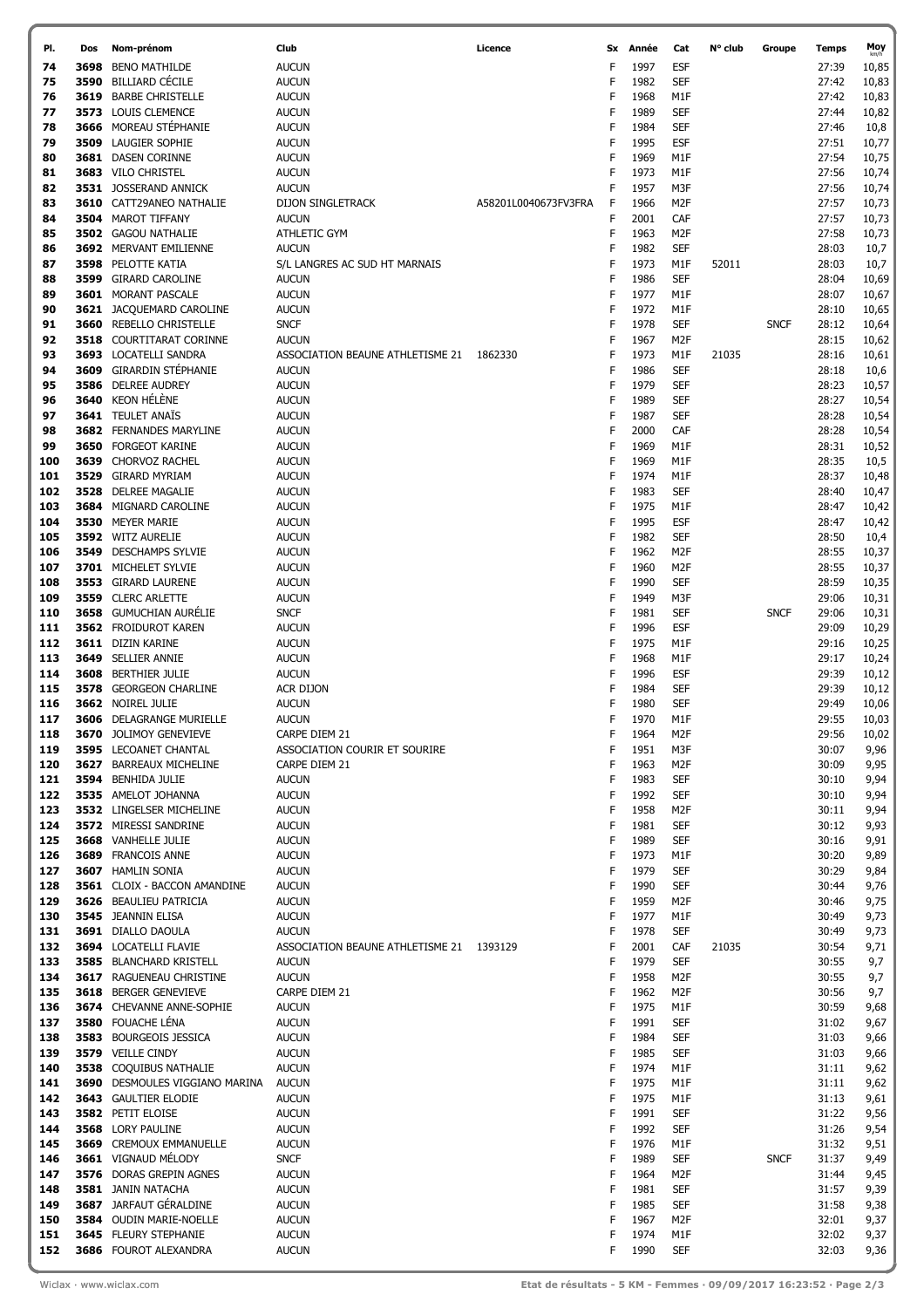| Pl. | Dos | Nom-prénom | Club | Licence | Sx | Année | Cat | N° club | Groupe | Temps | Moy km/h |
|---|---|---|---|---|---|---|---|---|---|---|---|
| 74 | 3698 | BENO MATHILDE | AUCUN | | F | 1997 | ESF | | | 27:39 | 10,85 |
| 75 | 3590 | BILLIARD CÉCILE | AUCUN | | F | 1982 | SEF | | | 27:42 | 10,83 |
| 76 | 3619 | BARBE CHRISTELLE | AUCUN | | F | 1968 | M1F | | | 27:42 | 10,83 |
| 77 | 3573 | LOUIS CLEMENCE | AUCUN | | F | 1989 | SEF | | | 27:44 | 10,82 |
| 78 | 3666 | MOREAU STÉPHANIE | AUCUN | | F | 1984 | SEF | | | 27:46 | 10,8 |
| 79 | 3509 | LAUGIER SOPHIE | AUCUN | | F | 1995 | ESF | | | 27:51 | 10,77 |
| 80 | 3681 | DASEN CORINNE | AUCUN | | F | 1969 | M1F | | | 27:54 | 10,75 |
| 81 | 3683 | VILO CHRISTEL | AUCUN | | F | 1973 | M1F | | | 27:56 | 10,74 |
| 82 | 3531 | JOSSERAND ANNICK | AUCUN | | F | 1957 | M3F | | | 27:56 | 10,74 |
| 83 | 3610 | CATT29ANEO NATHALIE | DIJON SINGLETRACK | A58201L0040673FV3FRA | F | 1966 | M2F | | | 27:57 | 10,73 |
| 84 | 3504 | MAROT TIFFANY | AUCUN | | F | 2001 | CAF | | | 27:57 | 10,73 |
| 85 | 3502 | GAGOU NATHALIE | ATHLETIC GYM | | F | 1963 | M2F | | | 27:58 | 10,73 |
| 86 | 3692 | MERVANT EMILIENNE | AUCUN | | F | 1982 | SEF | | | 28:03 | 10,7 |
| 87 | 3598 | PELOTTE KATIA | S/L LANGRES AC SUD HT MARNAIS | | F | 1973 | M1F | 52011 | | 28:03 | 10,7 |
| 88 | 3599 | GIRARD CAROLINE | AUCUN | | F | 1986 | SEF | | | 28:04 | 10,69 |
| 89 | 3601 | MORANT PASCALE | AUCUN | | F | 1977 | M1F | | | 28:07 | 10,67 |
| 90 | 3621 | JACQUEMARD CAROLINE | AUCUN | | F | 1972 | M1F | | | 28:10 | 10,65 |
| 91 | 3660 | REBELLO CHRISTELLE | SNCF | | F | 1978 | SEF | | SNCF | 28:12 | 10,64 |
| 92 | 3518 | COURTITARAT CORINNE | AUCUN | | F | 1967 | M2F | | | 28:15 | 10,62 |
| 93 | 3693 | LOCATELLI SANDRA | ASSOCIATION BEAUNE ATHLETISME 21 | 1862330 | F | 1973 | M1F | 21035 | | 28:16 | 10,61 |
| 94 | 3609 | GIRARDIN STÉPHANIE | AUCUN | | F | 1986 | SEF | | | 28:18 | 10,6 |
| 95 | 3586 | DELREE AUDREY | AUCUN | | F | 1979 | SEF | | | 28:23 | 10,57 |
| 96 | 3640 | KEON HÉLÈNE | AUCUN | | F | 1989 | SEF | | | 28:27 | 10,54 |
| 97 | 3641 | TEULET ANAÏS | AUCUN | | F | 1987 | SEF | | | 28:28 | 10,54 |
| 98 | 3682 | FERNANDES MARYLINE | AUCUN | | F | 2000 | CAF | | | 28:28 | 10,54 |
| 99 | 3650 | FORGEOT KARINE | AUCUN | | F | 1969 | M1F | | | 28:31 | 10,52 |
| 100 | 3639 | CHORVOZ RACHEL | AUCUN | | F | 1969 | M1F | | | 28:35 | 10,5 |
| 101 | 3529 | GIRARD MYRIAM | AUCUN | | F | 1974 | M1F | | | 28:37 | 10,48 |
| 102 | 3528 | DELREE MAGALIE | AUCUN | | F | 1983 | SEF | | | 28:40 | 10,47 |
| 103 | 3684 | MIGNARD CAROLINE | AUCUN | | F | 1975 | M1F | | | 28:47 | 10,42 |
| 104 | 3530 | MEYER MARIE | AUCUN | | F | 1995 | ESF | | | 28:47 | 10,42 |
| 105 | 3592 | WITZ AURELIE | AUCUN | | F | 1982 | SEF | | | 28:50 | 10,4 |
| 106 | 3549 | DESCHAMPS SYLVIE | AUCUN | | F | 1962 | M2F | | | 28:55 | 10,37 |
| 107 | 3701 | MICHELET SYLVIE | AUCUN | | F | 1960 | M2F | | | 28:55 | 10,37 |
| 108 | 3553 | GIRARD LAURENE | AUCUN | | F | 1990 | SEF | | | 28:59 | 10,35 |
| 109 | 3559 | CLERC ARLETTE | AUCUN | | F | 1949 | M3F | | | 29:06 | 10,31 |
| 110 | 3658 | GUMUCHIAN AURÉLIE | SNCF | | F | 1981 | SEF | | SNCF | 29:06 | 10,31 |
| 111 | 3562 | FROIDUROT KAREN | AUCUN | | F | 1996 | ESF | | | 29:09 | 10,29 |
| 112 | 3611 | DIZIN KARINE | AUCUN | | F | 1975 | M1F | | | 29:16 | 10,25 |
| 113 | 3649 | SELLIER ANNIE | AUCUN | | F | 1968 | M1F | | | 29:17 | 10,24 |
| 114 | 3608 | BERTHIER JULIE | AUCUN | | F | 1996 | ESF | | | 29:39 | 10,12 |
| 115 | 3578 | GEORGEON CHARLINE | ACR DIJON | | F | 1984 | SEF | | | 29:39 | 10,12 |
| 116 | 3662 | NOIREL JULIE | AUCUN | | F | 1980 | SEF | | | 29:49 | 10,06 |
| 117 | 3606 | DELAGRANGE MURIELLE | AUCUN | | F | 1970 | M1F | | | 29:55 | 10,03 |
| 118 | 3670 | JOLIMOY GENEVIEVE | CARPE DIEM 21 | | F | 1964 | M2F | | | 29:56 | 10,02 |
| 119 | 3595 | LECOANET CHANTAL | ASSOCIATION COURIR ET SOURIRE | | F | 1951 | M3F | | | 30:07 | 9,96 |
| 120 | 3627 | BARREAUX MICHELINE | CARPE DIEM 21 | | F | 1963 | M2F | | | 30:09 | 9,95 |
| 121 | 3594 | BENHIDA JULIE | AUCUN | | F | 1983 | SEF | | | 30:10 | 9,94 |
| 122 | 3535 | AMELOT JOHANNA | AUCUN | | F | 1992 | SEF | | | 30:10 | 9,94 |
| 123 | 3532 | LINGELSER MICHELINE | AUCUN | | F | 1958 | M2F | | | 30:11 | 9,94 |
| 124 | 3572 | MIRESSI SANDRINE | AUCUN | | F | 1981 | SEF | | | 30:12 | 9,93 |
| 125 | 3668 | VANHELLE JULIE | AUCUN | | F | 1989 | SEF | | | 30:16 | 9,91 |
| 126 | 3689 | FRANCOIS ANNE | AUCUN | | F | 1973 | M1F | | | 30:20 | 9,89 |
| 127 | 3607 | HAMLIN SONIA | AUCUN | | F | 1979 | SEF | | | 30:29 | 9,84 |
| 128 | 3561 | CLOIX - BACCON AMANDINE | AUCUN | | F | 1990 | SEF | | | 30:44 | 9,76 |
| 129 | 3626 | BEAULIEU PATRICIA | AUCUN | | F | 1959 | M2F | | | 30:46 | 9,75 |
| 130 | 3545 | JEANNIN ELISA | AUCUN | | F | 1977 | M1F | | | 30:49 | 9,73 |
| 131 | 3691 | DIALLO DAOULA | AUCUN | | F | 1978 | SEF | | | 30:49 | 9,73 |
| 132 | 3694 | LOCATELLI FLAVIE | ASSOCIATION BEAUNE ATHLETISME 21 | 1393129 | F | 2001 | CAF | 21035 | | 30:54 | 9,71 |
| 133 | 3585 | BLANCHARD KRISTELL | AUCUN | | F | 1979 | SEF | | | 30:55 | 9,7 |
| 134 | 3617 | RAGUENEAU CHRISTINE | AUCUN | | F | 1958 | M2F | | | 30:55 | 9,7 |
| 135 | 3618 | BERGER GENEVIEVE | CARPE DIEM 21 | | F | 1962 | M2F | | | 30:56 | 9,7 |
| 136 | 3674 | CHEVANNE ANNE-SOPHIE | AUCUN | | F | 1975 | M1F | | | 30:59 | 9,68 |
| 137 | 3580 | FOUACHE LÉNA | AUCUN | | F | 1991 | SEF | | | 31:02 | 9,67 |
| 138 | 3583 | BOURGEOIS JESSICA | AUCUN | | F | 1984 | SEF | | | 31:03 | 9,66 |
| 139 | 3579 | VEILLE CINDY | AUCUN | | F | 1985 | SEF | | | 31:03 | 9,66 |
| 140 | 3538 | COQUIBUS NATHALIE | AUCUN | | F | 1974 | M1F | | | 31:11 | 9,62 |
| 141 | 3690 | DESMOULES VIGGIANO MARINA | AUCUN | | F | 1975 | M1F | | | 31:11 | 9,62 |
| 142 | 3643 | GAULTIER ELODIE | AUCUN | | F | 1975 | M1F | | | 31:13 | 9,61 |
| 143 | 3582 | PETIT ELOISE | AUCUN | | F | 1991 | SEF | | | 31:22 | 9,56 |
| 144 | 3568 | LORY PAULINE | AUCUN | | F | 1992 | SEF | | | 31:26 | 9,54 |
| 145 | 3669 | CREMOUX EMMANUELLE | AUCUN | | F | 1976 | M1F | | | 31:32 | 9,51 |
| 146 | 3661 | VIGNAUD MÉLODY | SNCF | | F | 1989 | SEF | | SNCF | 31:37 | 9,49 |
| 147 | 3576 | DORAS GREPIN AGNES | AUCUN | | F | 1964 | M2F | | | 31:44 | 9,45 |
| 148 | 3581 | JANIN NATACHA | AUCUN | | F | 1981 | SEF | | | 31:57 | 9,39 |
| 149 | 3687 | JARFAUT GÉRALDINE | AUCUN | | F | 1985 | SEF | | | 31:58 | 9,38 |
| 150 | 3584 | OUDIN MARIE-NOELLE | AUCUN | | F | 1967 | M2F | | | 32:01 | 9,37 |
| 151 | 3645 | FLEURY STEPHANIE | AUCUN | | F | 1974 | M1F | | | 32:02 | 9,37 |
| 152 | 3686 | FOUROT ALEXANDRA | AUCUN | | F | 1990 | SEF | | | 32:03 | 9,36 |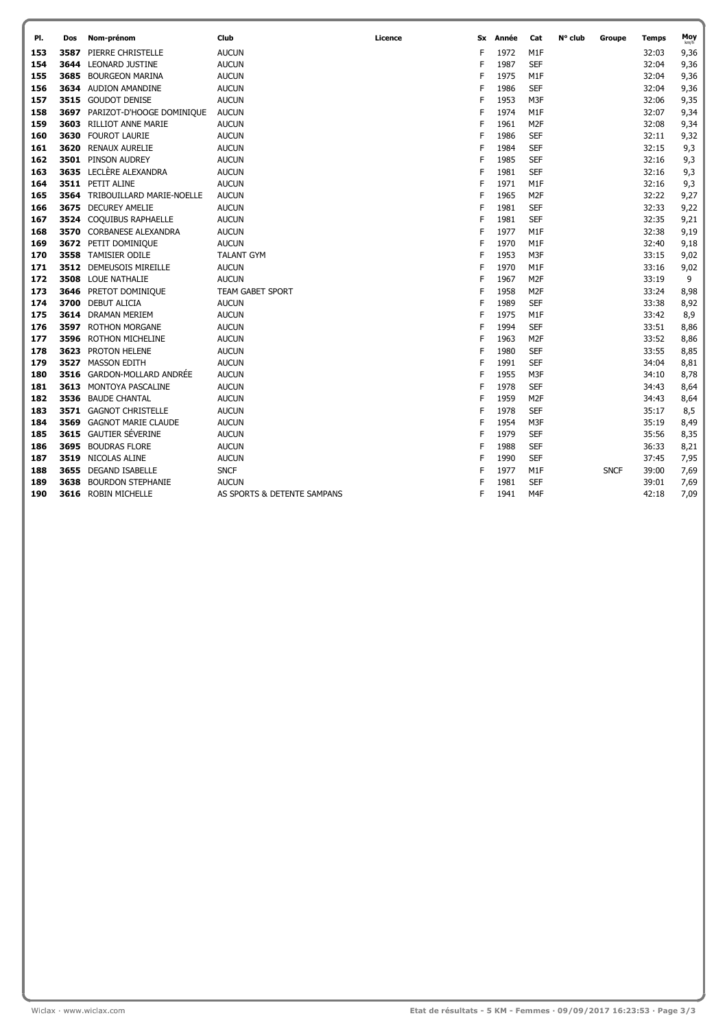| Pl. | Dos | Nom-prénom | Club | Licence | Sx | Année | Cat | N° club | Groupe | Temps | Moy km/h |
|---|---|---|---|---|---|---|---|---|---|---|---|
| 153 | 3587 | PIERRE CHRISTELLE | AUCUN | | F | 1972 | M1F | | | 32:03 | 9,36 |
| 154 | 3644 | LEONARD JUSTINE | AUCUN | | F | 1987 | SEF | | | 32:04 | 9,36 |
| 155 | 3685 | BOURGEON MARINA | AUCUN | | F | 1975 | M1F | | | 32:04 | 9,36 |
| 156 | 3634 | AUDION AMANDINE | AUCUN | | F | 1986 | SEF | | | 32:04 | 9,36 |
| 157 | 3515 | GOUDOT DENISE | AUCUN | | F | 1953 | M3F | | | 32:06 | 9,35 |
| 158 | 3697 | PARIZOT-D'HOOGE DOMINIQUE | AUCUN | | F | 1974 | M1F | | | 32:07 | 9,34 |
| 159 | 3603 | RILLIOT ANNE MARIE | AUCUN | | F | 1961 | M2F | | | 32:08 | 9,34 |
| 160 | 3630 | FOUROT LAURIE | AUCUN | | F | 1986 | SEF | | | 32:11 | 9,32 |
| 161 | 3620 | RENAUX AURELIE | AUCUN | | F | 1984 | SEF | | | 32:15 | 9,3 |
| 162 | 3501 | PINSON AUDREY | AUCUN | | F | 1985 | SEF | | | 32:16 | 9,3 |
| 163 | 3635 | LECLÈRE ALEXANDRA | AUCUN | | F | 1981 | SEF | | | 32:16 | 9,3 |
| 164 | 3511 | PETIT ALINE | AUCUN | | F | 1971 | M1F | | | 32:16 | 9,3 |
| 165 | 3564 | TRIBOUILLARD MARIE-NOELLE | AUCUN | | F | 1965 | M2F | | | 32:22 | 9,27 |
| 166 | 3675 | DECUREY AMELIE | AUCUN | | F | 1981 | SEF | | | 32:33 | 9,22 |
| 167 | 3524 | COQUIBUS RAPHAELLE | AUCUN | | F | 1981 | SEF | | | 32:35 | 9,21 |
| 168 | 3570 | CORBANESE ALEXANDRA | AUCUN | | F | 1977 | M1F | | | 32:38 | 9,19 |
| 169 | 3672 | PETIT DOMINIQUE | AUCUN | | F | 1970 | M1F | | | 32:40 | 9,18 |
| 170 | 3558 | TAMISIER ODILE | TALANT GYM | | F | 1953 | M3F | | | 33:15 | 9,02 |
| 171 | 3512 | DEMEUSOIS MIREILLE | AUCUN | | F | 1970 | M1F | | | 33:16 | 9,02 |
| 172 | 3508 | LOUE NATHALIE | AUCUN | | F | 1967 | M2F | | | 33:19 | 9 |
| 173 | 3646 | PRETOT DOMINIQUE | TEAM GABET SPORT | | F | 1958 | M2F | | | 33:24 | 8,98 |
| 174 | 3700 | DEBUT ALICIA | AUCUN | | F | 1989 | SEF | | | 33:38 | 8,92 |
| 175 | 3614 | DRAMAN MERIEM | AUCUN | | F | 1975 | M1F | | | 33:42 | 8,9 |
| 176 | 3597 | ROTHON MORGANE | AUCUN | | F | 1994 | SEF | | | 33:51 | 8,86 |
| 177 | 3596 | ROTHON MICHELINE | AUCUN | | F | 1963 | M2F | | | 33:52 | 8,86 |
| 178 | 3623 | PROTON HELENE | AUCUN | | F | 1980 | SEF | | | 33:55 | 8,85 |
| 179 | 3527 | MASSON EDITH | AUCUN | | F | 1991 | SEF | | | 34:04 | 8,81 |
| 180 | 3516 | GARDON-MOLLARD ANDRÉE | AUCUN | | F | 1955 | M3F | | | 34:10 | 8,78 |
| 181 | 3613 | MONTOYA PASCALINE | AUCUN | | F | 1978 | SEF | | | 34:43 | 8,64 |
| 182 | 3536 | BAUDE CHANTAL | AUCUN | | F | 1959 | M2F | | | 34:43 | 8,64 |
| 183 | 3571 | GAGNOT CHRISTELLE | AUCUN | | F | 1978 | SEF | | | 35:17 | 8,5 |
| 184 | 3569 | GAGNOT MARIE CLAUDE | AUCUN | | F | 1954 | M3F | | | 35:19 | 8,49 |
| 185 | 3615 | GAUTIER SÉVERINE | AUCUN | | F | 1979 | SEF | | | 35:56 | 8,35 |
| 186 | 3695 | BOUDRAS FLORE | AUCUN | | F | 1988 | SEF | | | 36:33 | 8,21 |
| 187 | 3519 | NICOLAS ALINE | AUCUN | | F | 1990 | SEF | | | 37:45 | 7,95 |
| 188 | 3655 | DEGAND ISABELLE | SNCF | | F | 1977 | M1F | | SNCF | 39:00 | 7,69 |
| 189 | 3638 | BOURDON STEPHANIE | AUCUN | | F | 1981 | SEF | | | 39:01 | 7,69 |
| 190 | 3616 | ROBIN MICHELLE | AS SPORTS & DETENTE SAMPANS | | F | 1941 | M4F | | | 42:18 | 7,09 |